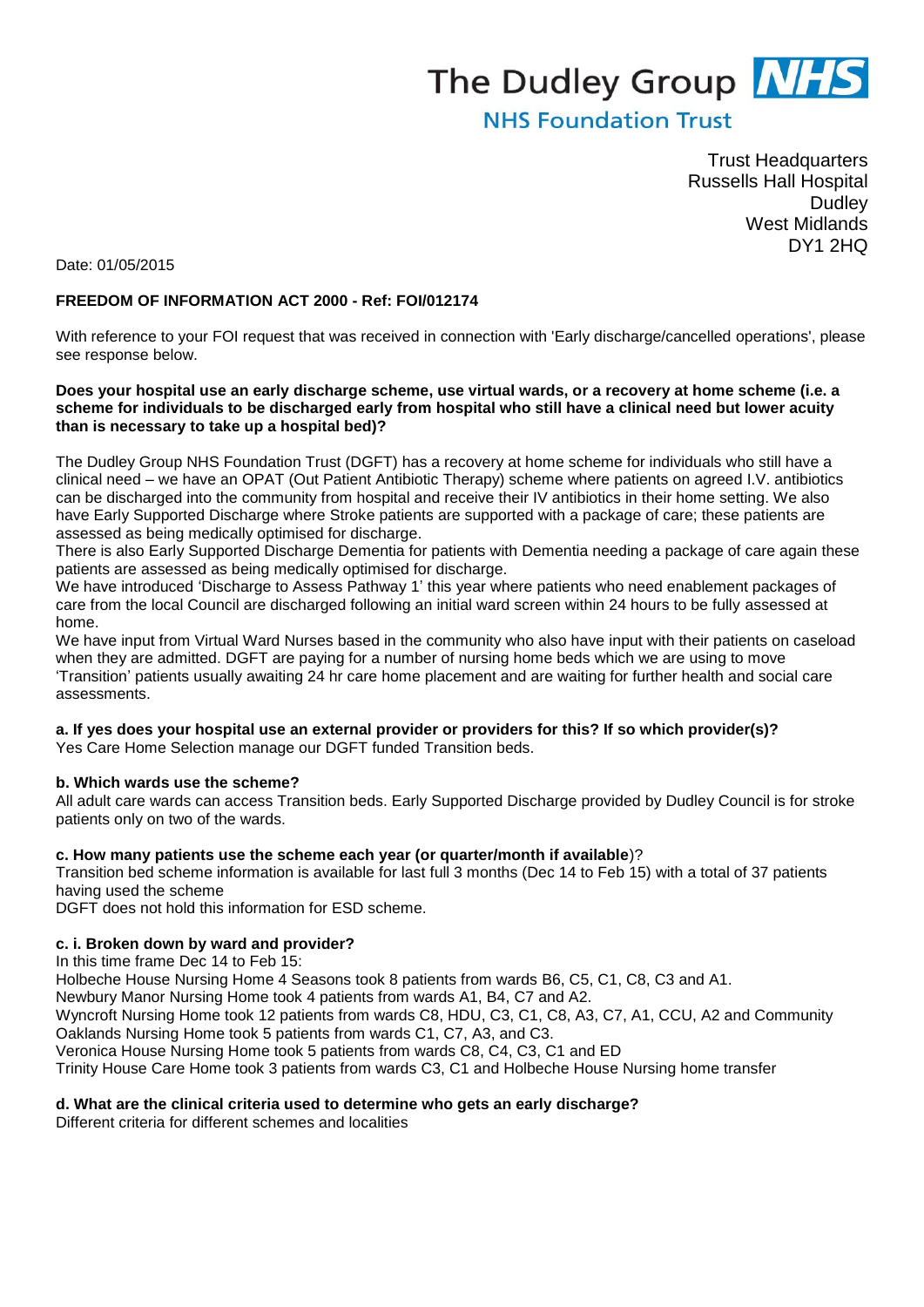The Dudley Group NHS
NHS Foundation Trust

Trust Headquarters
Russells Hall Hospital
Dudley
West Midlands
DY1 2HQ

Date: 01/05/2015

**FREEDOM OF INFORMATION ACT 2000 - Ref: FOI/012174**

With reference to your FOI request that was received in connection with 'Early discharge/cancelled operations', please see response below.

**Does your hospital use an early discharge scheme, use virtual wards, or a recovery at home scheme (i.e. a scheme for individuals to be discharged early from hospital who still have a clinical need but lower acuity than is necessary to take up a hospital bed)?**

The Dudley Group NHS Foundation Trust (DGFT) has a recovery at home scheme for individuals who still have a clinical need – we have an OPAT (Out Patient Antibiotic Therapy) scheme where patients on agreed I.V. antibiotics can be discharged into the community from hospital and receive their IV antibiotics in their home setting. We also have Early Supported Discharge where Stroke patients are supported with a package of care; these patients are assessed as being medically optimised for discharge.
There is also Early Supported Discharge Dementia for patients with Dementia needing a package of care again these patients are assessed as being medically optimised for discharge.
We have introduced 'Discharge to Assess Pathway 1' this year where patients who need enablement packages of care from the local Council are discharged following an initial ward screen within 24 hours to be fully assessed at home.
We have input from Virtual Ward Nurses based in the community who also have input with their patients on caseload when they are admitted. DGFT are paying for a number of nursing home beds which we are using to move 'Transition' patients usually awaiting 24 hr care home placement and are waiting for further health and social care assessments.

**a. If yes does your hospital use an external provider or providers for this? If so which provider(s)?**
Yes Care Home Selection manage our DGFT funded Transition beds.

**b. Which wards use the scheme?**
All adult care wards can access Transition beds. Early Supported Discharge provided by Dudley Council is for stroke patients only on two of the wards.

**c. How many patients use the scheme each year (or quarter/month if available)?**
Transition bed scheme information is available for last full 3 months (Dec 14 to Feb 15) with a total of 37 patients having used the scheme
DGFT does not hold this information for ESD scheme.

**c. i. Broken down by ward and provider?**
In this time frame Dec 14 to Feb 15:
Holbeche House Nursing Home 4 Seasons took 8 patients from wards B6, C5, C1, C8, C3 and A1.
Newbury Manor Nursing Home took 4 patients from wards A1, B4, C7 and A2.
Wyncroft Nursing Home took 12 patients from wards C8, HDU, C3, C1, C8, A3, C7, A1, CCU, A2 and Community
Oaklands Nursing Home took 5 patients from wards C1, C7, A3, and C3.
Veronica House Nursing Home took 5 patients from wards C8, C4, C3, C1 and ED
Trinity House Care Home took 3 patients from wards C3, C1 and Holbeche House Nursing home transfer

**d. What are the clinical criteria used to determine who gets an early discharge?**
Different criteria for different schemes and localities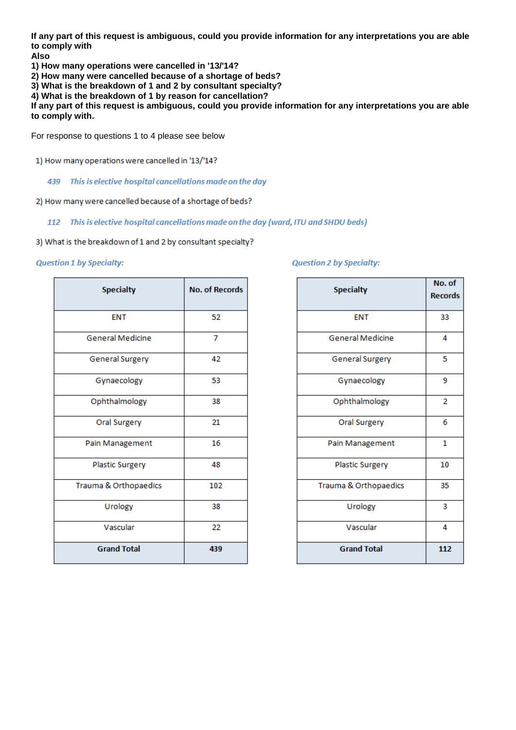**If any part of this request is ambiguous, could you provide information for any interpretations you are able to comply with**
**Also**
**1) How many operations were cancelled in '13/'14?**
**2) How many were cancelled because of a shortage of beds?**
**3) What is the breakdown of 1 and 2 by consultant specialty?**
**4) What is the breakdown of 1 by reason for cancellation?**
**If any part of this request is ambiguous, could you provide information for any interpretations you are able to comply with.**

For response to questions 1 to 4 please see below

1) How many operations were cancelled in '13/'14?

*439 This is elective hospital cancellations made on the day*

2) How many were cancelled because of a shortage of beds?

*112 This is elective hospital cancellations made on the day (ward, ITU and SHDU beds)*

3) What is the breakdown of 1 and 2 by consultant specialty?

*Question 1 by Specialty:*

| Specialty | No. of Records |
|---|---|
| ENT | 52 |
| General Medicine | 7 |
| General Surgery | 42 |
| Gynaecology | 53 |
| Ophthalmology | 38 |
| Oral Surgery | 21 |
| Pain Management | 16 |
| Plastic Surgery | 48 |
| Trauma & Orthopaedics | 102 |
| Urology | 38 |
| Vascular | 22 |
| **Grand Total** | **439** |

*Question 2 by Specialty:*

| Specialty | No. of Records |
|---|---|
| ENT | 33 |
| General Medicine | 4 |
| General Surgery | 5 |
| Gynaecology | 9 |
| Ophthalmology | 2 |
| Oral Surgery | 6 |
| Pain Management | 1 |
| Plastic Surgery | 10 |
| Trauma & Orthopaedics | 35 |
| Urology | 3 |
| Vascular | 4 |
| **Grand Total** | **112** |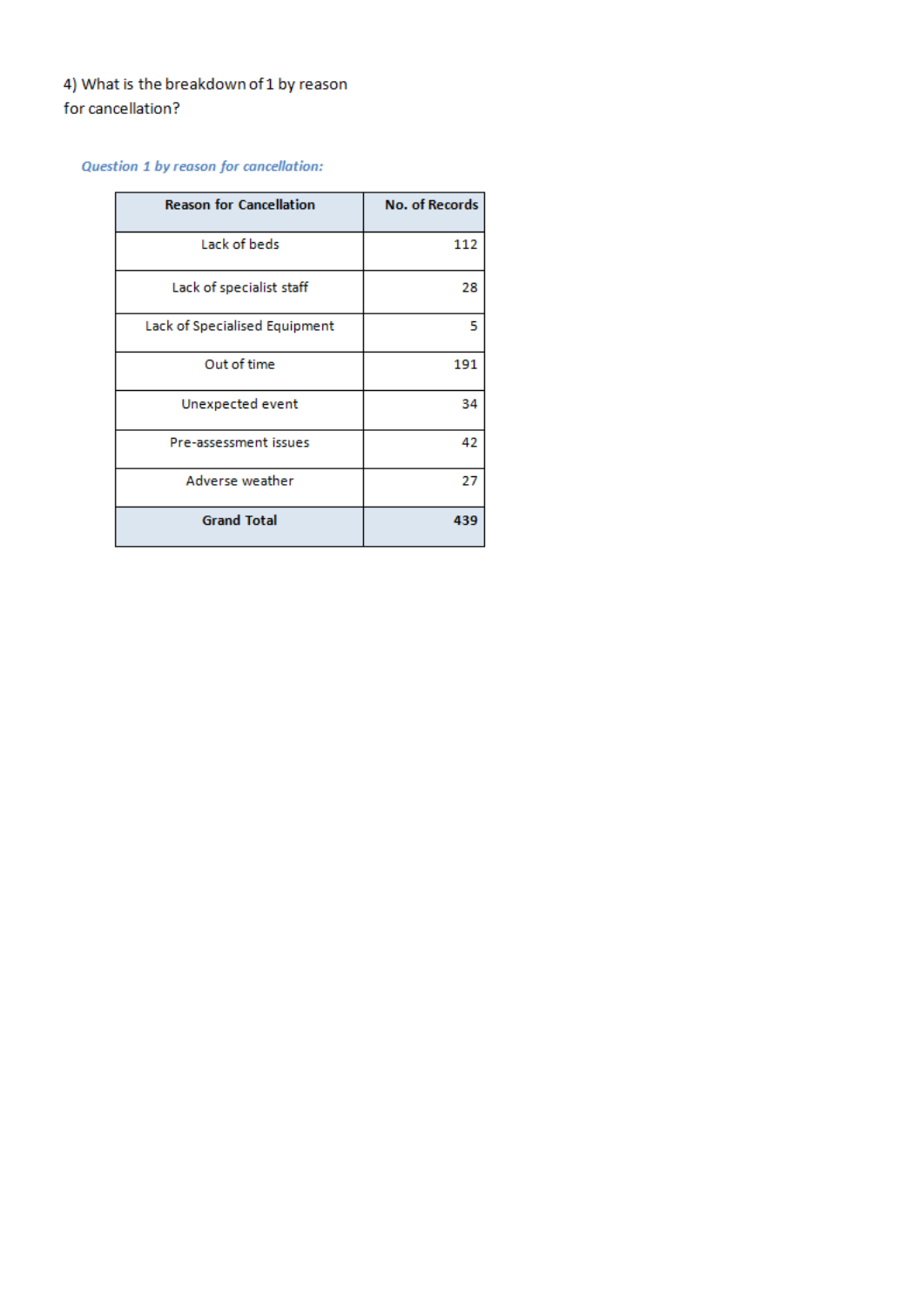4) What is the breakdown of 1 by reason for cancellation?

***Question 1 by reason for cancellation:***

| Reason for Cancellation | No. of Records |
| --- | --- |
| Lack of beds | 112 |
| Lack of specialist staff | 28 |
| Lack of Specialised Equipment | 5 |
| Out of time | 191 |
| Unexpected event | 34 |
| Pre-assessment issues | 42 |
| Adverse weather | 27 |
| **Grand Total** | **439** |